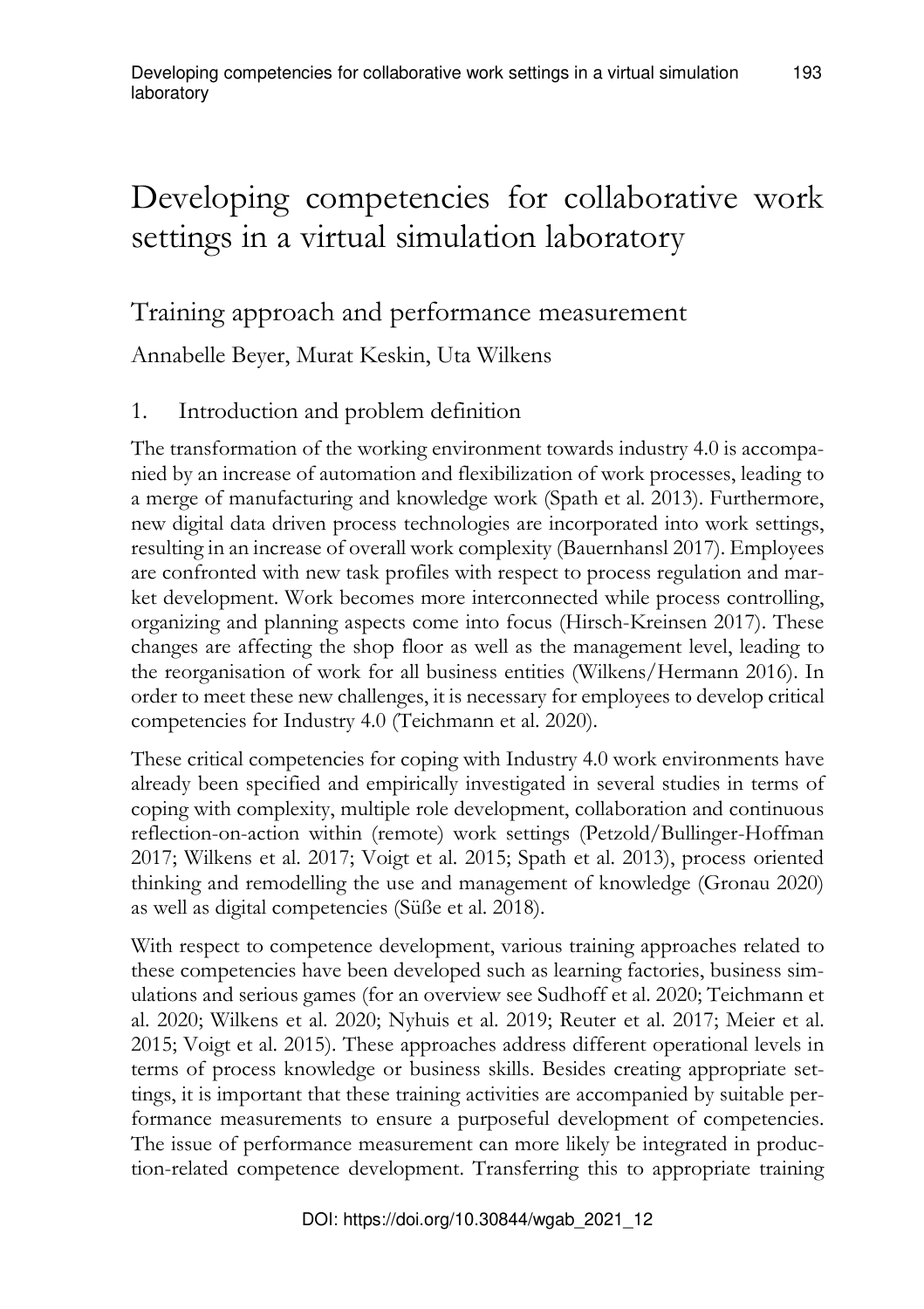# Developing competencies for collaborative work settings in a virtual simulation laboratory

## Training approach and performance measurement

Annabelle Beyer, Murat Keskin, Uta Wilkens

### 1. Introduction and problem definition

The transformation of the working environment towards industry 4.0 is accompanied by an increase of automation and flexibilization of work processes, leading to a merge of manufacturing and knowledge work (Spath et al. 2013). Furthermore, new digital data driven process technologies are incorporated into work settings, resulting in an increase of overall work complexity (Bauernhansl 2017). Employees are confronted with new task profiles with respect to process regulation and market development. Work becomes more interconnected while process controlling, organizing and planning aspects come into focus (Hirsch-Kreinsen 2017). These changes are affecting the shop floor as well as the management level, leading to the reorganisation of work for all business entities (Wilkens/Hermann 2016). In order to meet these new challenges, it is necessary for employees to develop critical competencies for Industry 4.0 (Teichmann et al. 2020).

These critical competencies for coping with Industry 4.0 work environments have already been specified and empirically investigated in several studies in terms of coping with complexity, multiple role development, collaboration and continuous reflection-on-action within (remote) work settings (Petzold/Bullinger-Hoffman 2017; Wilkens et al. 2017; Voigt et al. 2015; Spath et al. 2013), process oriented thinking and remodelling the use and management of knowledge (Gronau 2020) as well as digital competencies (Süße et al. 2018).

With respect to competence development, various training approaches related to these competencies have been developed such as learning factories, business simulations and serious games (for an overview see Sudhoff et al. 2020; Teichmann et al. 2020; Wilkens et al. 2020; Nyhuis et al. 2019; Reuter et al. 2017; Meier et al. 2015; Voigt et al. 2015). These approaches address different operational levels in terms of process knowledge or business skills. Besides creating appropriate settings, it is important that these training activities are accompanied by suitable performance measurements to ensure a purposeful development of competencies. The issue of performance measurement can more likely be integrated in production-related competence development. Transferring this to appropriate training

DOI: https://doi.org/10.30844/wgab_2021_12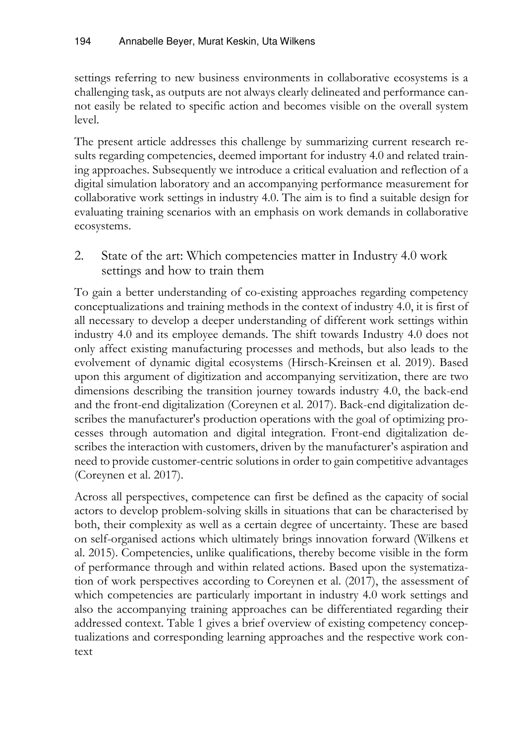settings referring to new business environments in collaborative ecosystems is a challenging task, as outputs are not always clearly delineated and performance cannot easily be related to specific action and becomes visible on the overall system level.

The present article addresses this challenge by summarizing current research results regarding competencies, deemed important for industry 4.0 and related training approaches. Subsequently we introduce a critical evaluation and reflection of a digital simulation laboratory and an accompanying performance measurement for collaborative work settings in industry 4.0. The aim is to find a suitable design for evaluating training scenarios with an emphasis on work demands in collaborative ecosystems.

## 2. State of the art: Which competencies matter in Industry 4.0 work settings and how to train them

To gain a better understanding of co-existing approaches regarding competency conceptualizations and training methods in the context of industry 4.0, it is first of all necessary to develop a deeper understanding of different work settings within industry 4.0 and its employee demands. The shift towards Industry 4.0 does not only affect existing manufacturing processes and methods, but also leads to the evolvement of dynamic digital ecosystems (Hirsch-Kreinsen et al. 2019). Based upon this argument of digitization and accompanying servitization, there are two dimensions describing the transition journey towards industry 4.0, the back-end and the front-end digitalization (Coreynen et al. 2017). Back-end digitalization describes the manufacturer's production operations with the goal of optimizing processes through automation and digital integration. Front-end digitalization describes the interaction with customers, driven by the manufacturer's aspiration and need to provide customer-centric solutions in order to gain competitive advantages (Coreynen et al. 2017).

Across all perspectives, competence can first be defined as the capacity of social actors to develop problem-solving skills in situations that can be characterised by both, their complexity as well as a certain degree of uncertainty. These are based on self-organised actions which ultimately brings innovation forward (Wilkens et al. 2015). Competencies, unlike qualifications, thereby become visible in the form of performance through and within related actions. Based upon the systematization of work perspectives according to Coreynen et al. (2017), the assessment of which competencies are particularly important in industry 4.0 work settings and also the accompanying training approaches can be differentiated regarding their addressed context. Table 1 gives a brief overview of existing competency conceptualizations and corresponding learning approaches and the respective work context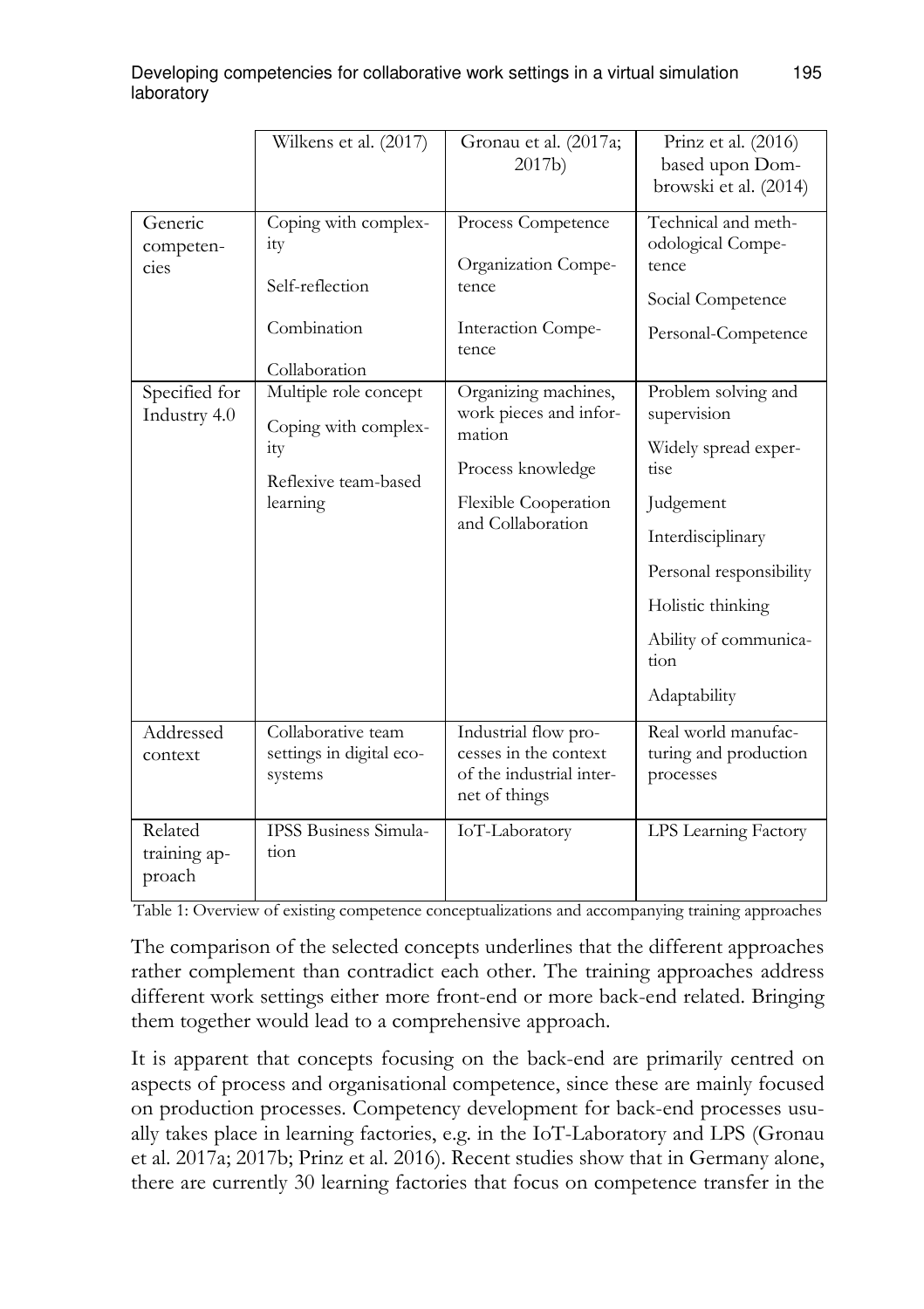| | Wilkens et al. (2017) | Gronau et al. (2017a; 2017b) | Prinz et al. (2016) based upon Dombrowski et al. (2014) |
|---|---|---|---|
| Generic competencies | Coping with complexity<br><br>Self-reflection<br><br>Combination<br><br>Collaboration | Process Competence<br><br>Organization Competence<br><br>Interaction Competence | Technical and methodological Competence<br><br>Social Competence<br><br>Personal-Competence |
| Specified for Industry 4.0 | Multiple role concept<br><br>Coping with complexity<br><br>Reflexive team-based learning | Organizing machines, work pieces and information<br><br>Process knowledge<br><br>Flexible Cooperation and Collaboration | Problem solving and supervision<br><br>Widely spread expertise<br><br>Judgement<br><br>Interdisciplinary<br><br>Personal responsibility<br><br>Holistic thinking<br><br>Ability of communication<br><br>Adaptability |
| Addressed context | Collaborative team settings in digital eco-systems | Industrial flow processes in the context of the industrial internet of things | Real world manufacturing and production processes |
| Related training approach | IPSS Business Simulation | IoT-Laboratory | LPS Learning Factory |

Table 1: Overview of existing competence conceptualizations and accompanying training approaches

The comparison of the selected concepts underlines that the different approaches rather complement than contradict each other. The training approaches address different work settings either more front-end or more back-end related. Bringing them together would lead to a comprehensive approach.

It is apparent that concepts focusing on the back-end are primarily centred on aspects of process and organisational competence, since these are mainly focused on production processes. Competency development for back-end processes usually takes place in learning factories, e.g. in the IoT-Laboratory and LPS (Gronau et al. 2017a; 2017b; Prinz et al. 2016). Recent studies show that in Germany alone, there are currently 30 learning factories that focus on competence transfer in the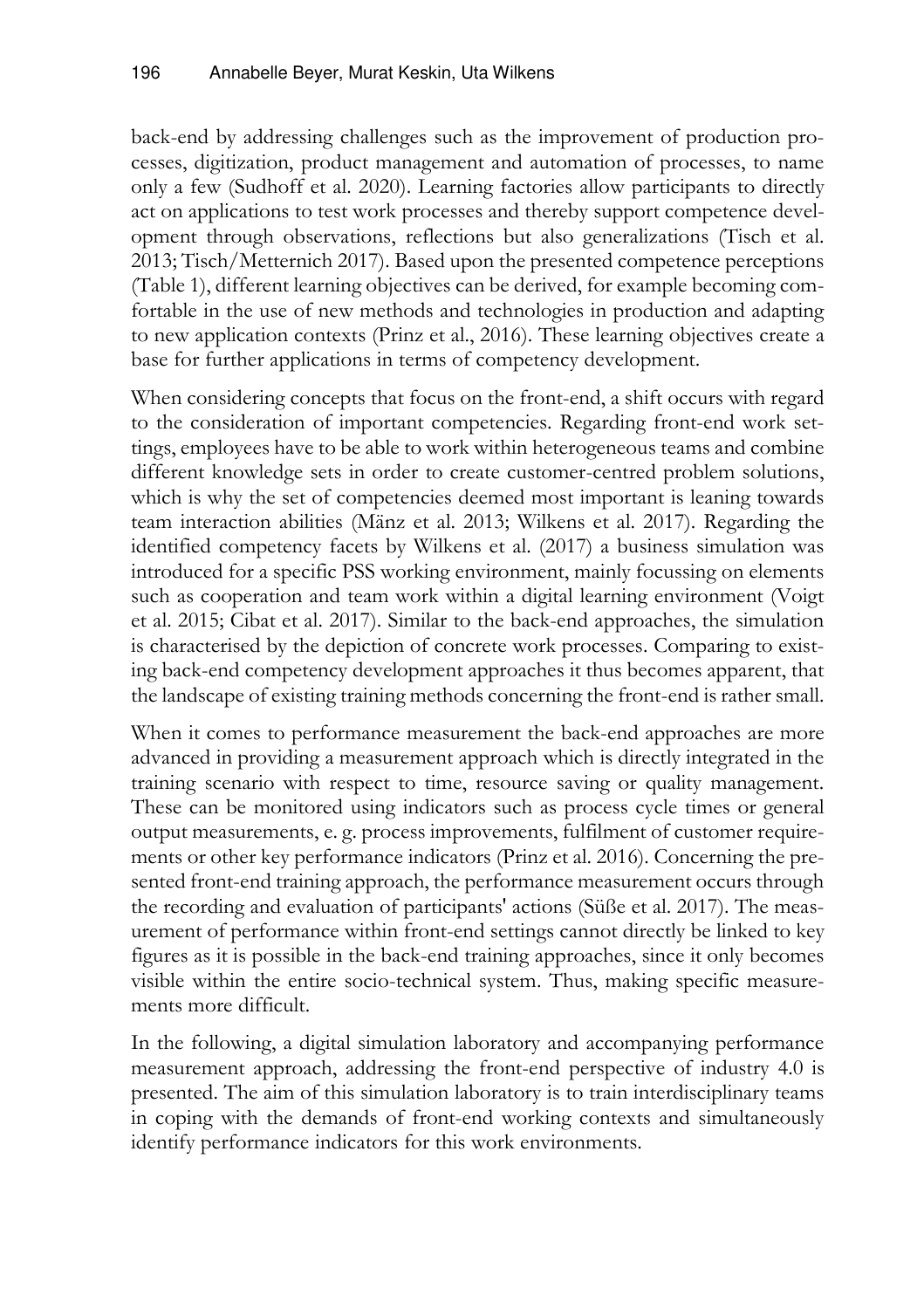back-end by addressing challenges such as the improvement of production processes, digitization, product management and automation of processes, to name only a few (Sudhoff et al. 2020). Learning factories allow participants to directly act on applications to test work processes and thereby support competence development through observations, reflections but also generalizations (Tisch et al. 2013; Tisch/Metternich 2017). Based upon the presented competence perceptions (Table 1), different learning objectives can be derived, for example becoming comfortable in the use of new methods and technologies in production and adapting to new application contexts (Prinz et al., 2016). These learning objectives create a base for further applications in terms of competency development.

When considering concepts that focus on the front-end, a shift occurs with regard to the consideration of important competencies. Regarding front-end work settings, employees have to be able to work within heterogeneous teams and combine different knowledge sets in order to create customer-centred problem solutions, which is why the set of competencies deemed most important is leaning towards team interaction abilities (Mänz et al. 2013; Wilkens et al. 2017). Regarding the identified competency facets by Wilkens et al. (2017) a business simulation was introduced for a specific PSS working environment, mainly focussing on elements such as cooperation and team work within a digital learning environment (Voigt et al. 2015; Cibat et al. 2017). Similar to the back-end approaches, the simulation is characterised by the depiction of concrete work processes. Comparing to existing back-end competency development approaches it thus becomes apparent, that the landscape of existing training methods concerning the front-end is rather small.

When it comes to performance measurement the back-end approaches are more advanced in providing a measurement approach which is directly integrated in the training scenario with respect to time, resource saving or quality management. These can be monitored using indicators such as process cycle times or general output measurements, e. g. process improvements, fulfilment of customer requirements or other key performance indicators (Prinz et al. 2016). Concerning the presented front-end training approach, the performance measurement occurs through the recording and evaluation of participants' actions (Süße et al. 2017). The measurement of performance within front-end settings cannot directly be linked to key figures as it is possible in the back-end training approaches, since it only becomes visible within the entire socio-technical system. Thus, making specific measurements more difficult.

In the following, a digital simulation laboratory and accompanying performance measurement approach, addressing the front-end perspective of industry 4.0 is presented. The aim of this simulation laboratory is to train interdisciplinary teams in coping with the demands of front-end working contexts and simultaneously identify performance indicators for this work environments.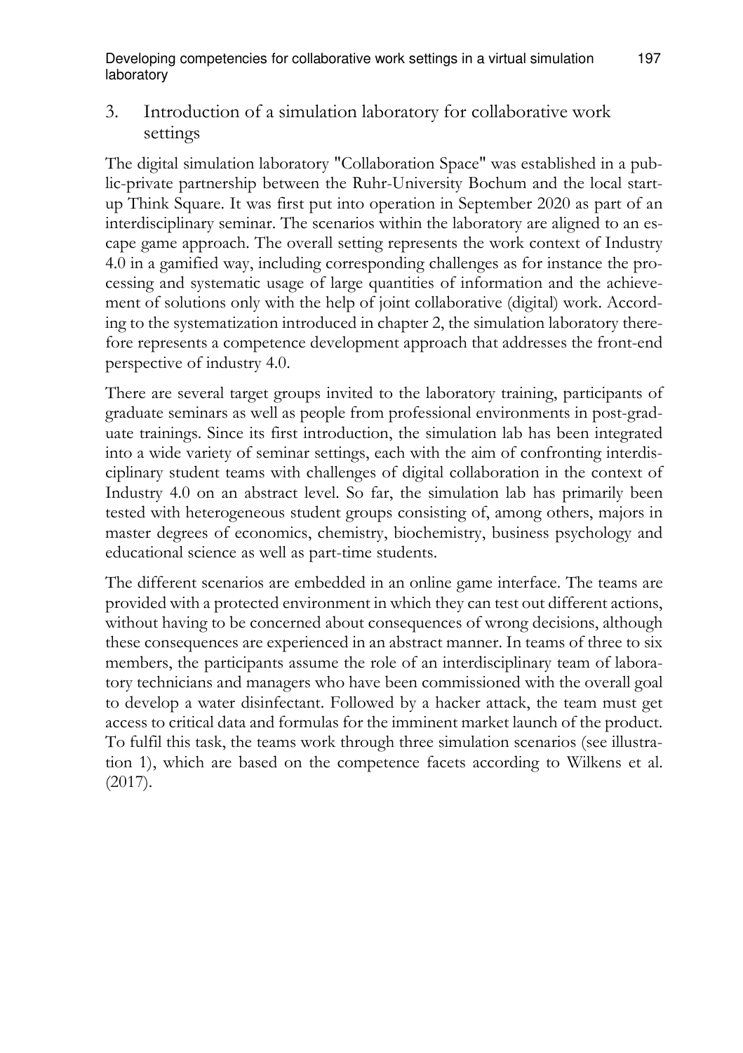## 3. Introduction of a simulation laboratory for collaborative work settings

The digital simulation laboratory "Collaboration Space" was established in a public-private partnership between the Ruhr-University Bochum and the local start-up Think Square. It was first put into operation in September 2020 as part of an interdisciplinary seminar. The scenarios within the laboratory are aligned to an escape game approach. The overall setting represents the work context of Industry 4.0 in a gamified way, including corresponding challenges as for instance the processing and systematic usage of large quantities of information and the achievement of solutions only with the help of joint collaborative (digital) work. According to the systematization introduced in chapter 2, the simulation laboratory therefore represents a competence development approach that addresses the front-end perspective of industry 4.0.

There are several target groups invited to the laboratory training, participants of graduate seminars as well as people from professional environments in post-graduate trainings. Since its first introduction, the simulation lab has been integrated into a wide variety of seminar settings, each with the aim of confronting interdisciplinary student teams with challenges of digital collaboration in the context of Industry 4.0 on an abstract level. So far, the simulation lab has primarily been tested with heterogeneous student groups consisting of, among others, majors in master degrees of economics, chemistry, biochemistry, business psychology and educational science as well as part-time students.

The different scenarios are embedded in an online game interface. The teams are provided with a protected environment in which they can test out different actions, without having to be concerned about consequences of wrong decisions, although these consequences are experienced in an abstract manner. In teams of three to six members, the participants assume the role of an interdisciplinary team of laboratory technicians and managers who have been commissioned with the overall goal to develop a water disinfectant. Followed by a hacker attack, the team must get access to critical data and formulas for the imminent market launch of the product. To fulfil this task, the teams work through three simulation scenarios (see illustration 1), which are based on the competence facets according to Wilkens et al. (2017).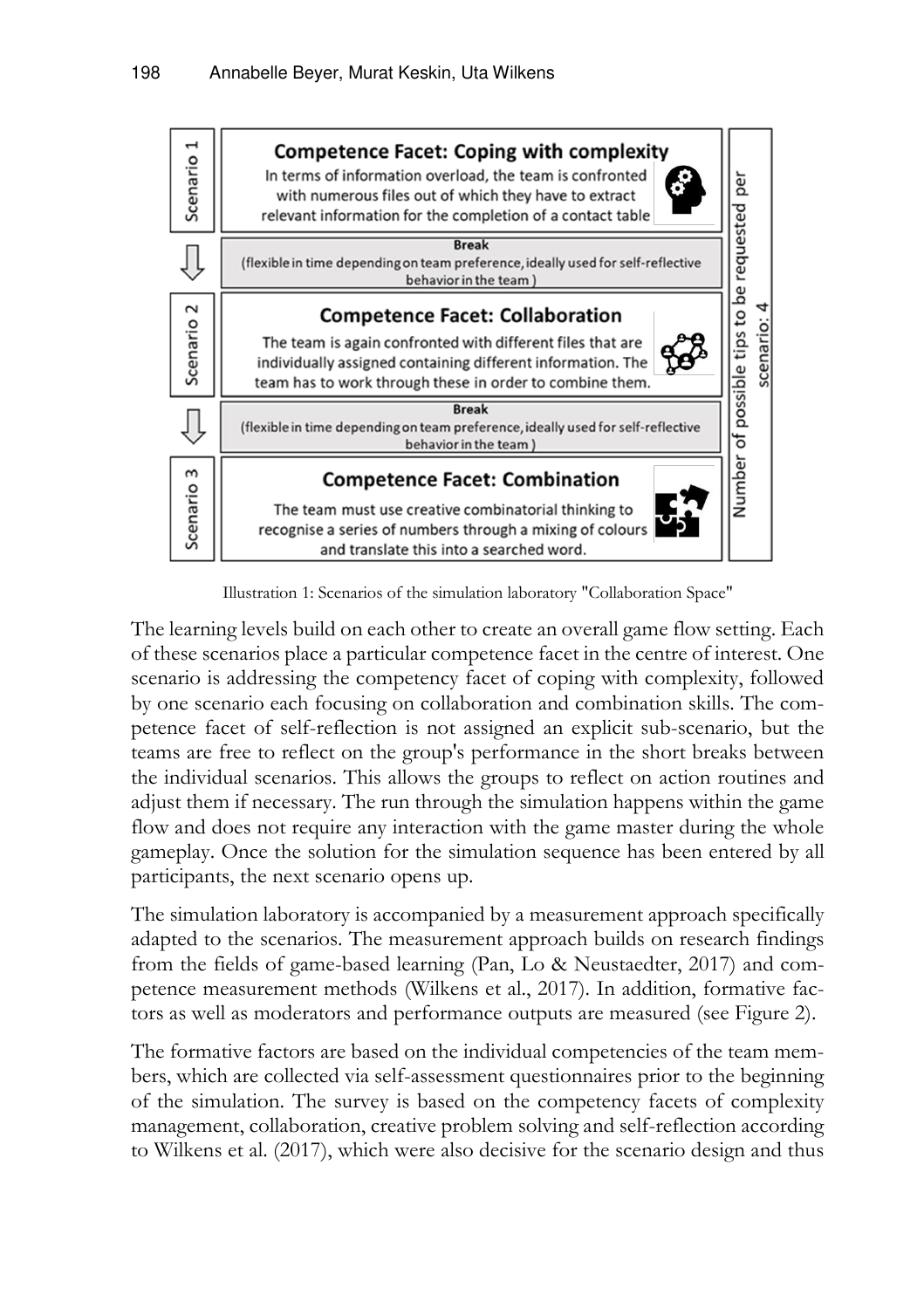Scenario 1 — **Competence Facet: Coping with complexity**
In terms of information overload, the team is confronted with numerous files out of which they have to extract relevant information for the completion of a contact table

**Break**
(flexible in time depending on team preference, ideally used for self-reflective behavior in the team)

Scenario 2 — **Competence Facet: Collaboration**
The team is again confronted with different files that are individually assigned containing different information. The team has to work through these in order to combine them.

**Break**
(flexible in time depending on team preference, ideally used for self-reflective behavior in the team)

Scenario 3 — **Competence Facet: Combination**
The team must use creative combinatorial thinking to recognise a series of numbers through a mixing of colours and translate this into a searched word.

Number of possible tips to be requested per scenario: 4

Illustration 1: Scenarios of the simulation laboratory "Collaboration Space"

The learning levels build on each other to create an overall game flow setting. Each of these scenarios place a particular competence facet in the centre of interest. One scenario is addressing the competency facet of coping with complexity, followed by one scenario each focusing on collaboration and combination skills. The competence facet of self-reflection is not assigned an explicit sub-scenario, but the teams are free to reflect on the group's performance in the short breaks between the individual scenarios. This allows the groups to reflect on action routines and adjust them if necessary. The run through the simulation happens within the game flow and does not require any interaction with the game master during the whole gameplay. Once the solution for the simulation sequence has been entered by all participants, the next scenario opens up.

The simulation laboratory is accompanied by a measurement approach specifically adapted to the scenarios. The measurement approach builds on research findings from the fields of game-based learning (Pan, Lo & Neustaedter, 2017) and competence measurement methods (Wilkens et al., 2017). In addition, formative factors as well as moderators and performance outputs are measured (see Figure 2).

The formative factors are based on the individual competencies of the team members, which are collected via self-assessment questionnaires prior to the beginning of the simulation. The survey is based on the competency facets of complexity management, collaboration, creative problem solving and self-reflection according to Wilkens et al. (2017), which were also decisive for the scenario design and thus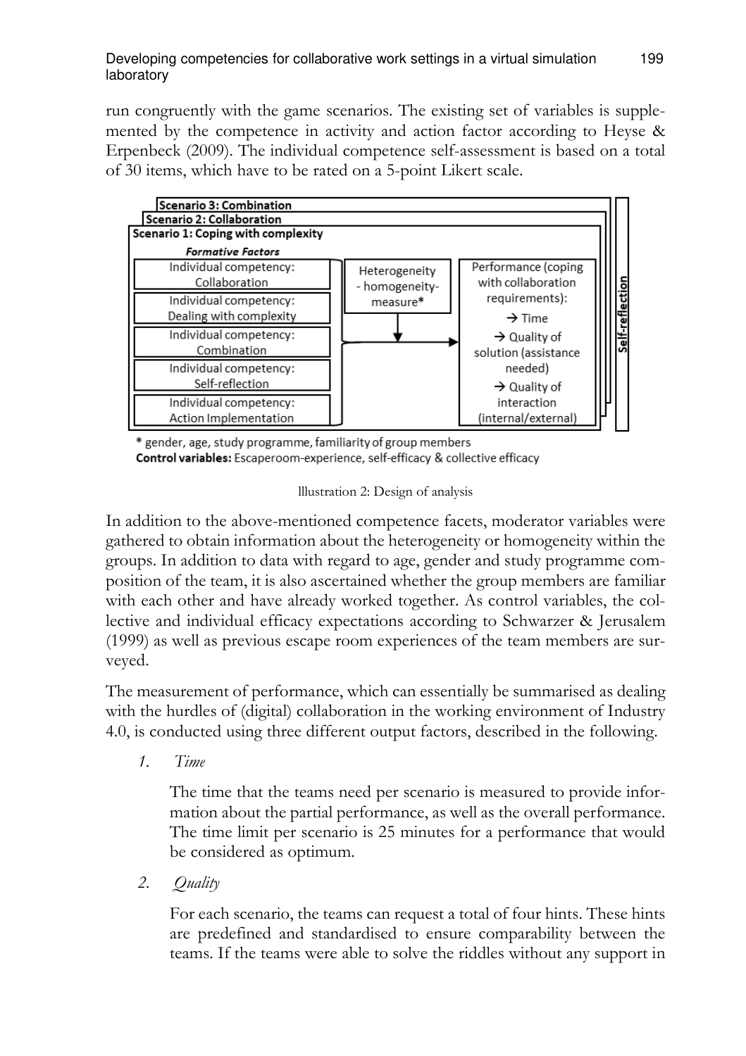run congruently with the game scenarios. The existing set of variables is supplemented by the competence in activity and action factor according to Heyse & Erpenbeck (2009). The individual competence self-assessment is based on a total of 30 items, which have to be rated on a 5-point Likert scale.

**Scenario 3: Combination**
**Scenario 2: Collaboration**
**Scenario 1: Coping with complexity**

***Formative Factors***

- Individual competency: Collaboration
- Individual competency: Dealing with complexity
- Individual competency: Combination
- Individual competency: Self-reflection
- Individual competency: Action Implementation

Heterogeneity - homogeneity-measure*

Performance (coping with collaboration requirements):
→ Time
→ Quality of solution (assistance needed)
→ Quality of interaction (internal/external)

**Self-reflection**

\* gender, age, study programme, familiarity of group members
**Control variables:** Escaperoom-experience, self-efficacy & collective efficacy

llustration 2: Design of analysis

In addition to the above-mentioned competence facets, moderator variables were gathered to obtain information about the heterogeneity or homogeneity within the groups. In addition to data with regard to age, gender and study programme composition of the team, it is also ascertained whether the group members are familiar with each other and have already worked together. As control variables, the collective and individual efficacy expectations according to Schwarzer & Jerusalem (1999) as well as previous escape room experiences of the team members are surveyed.

The measurement of performance, which can essentially be summarised as dealing with the hurdles of (digital) collaboration in the working environment of Industry 4.0, is conducted using three different output factors, described in the following.

1. *Time*

   The time that the teams need per scenario is measured to provide information about the partial performance, as well as the overall performance. The time limit per scenario is 25 minutes for a performance that would be considered as optimum.

2. *Quality*

   For each scenario, the teams can request a total of four hints. These hints are predefined and standardised to ensure comparability between the teams. If the teams were able to solve the riddles without any support in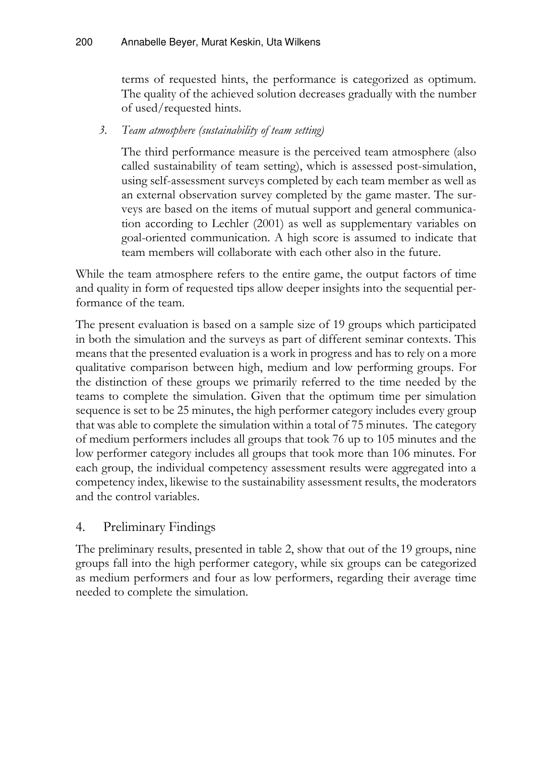terms of requested hints, the performance is categorized as optimum. The quality of the achieved solution decreases gradually with the number of used/requested hints.

3. *Team atmosphere (sustainability of team setting)*

   The third performance measure is the perceived team atmosphere (also called sustainability of team setting), which is assessed post-simulation, using self-assessment surveys completed by each team member as well as an external observation survey completed by the game master. The surveys are based on the items of mutual support and general communication according to Lechler (2001) as well as supplementary variables on goal-oriented communication. A high score is assumed to indicate that team members will collaborate with each other also in the future.

While the team atmosphere refers to the entire game, the output factors of time and quality in form of requested tips allow deeper insights into the sequential performance of the team.

The present evaluation is based on a sample size of 19 groups which participated in both the simulation and the surveys as part of different seminar contexts. This means that the presented evaluation is a work in progress and has to rely on a more qualitative comparison between high, medium and low performing groups. For the distinction of these groups we primarily referred to the time needed by the teams to complete the simulation. Given that the optimum time per simulation sequence is set to be 25 minutes, the high performer category includes every group that was able to complete the simulation within a total of 75 minutes. The category of medium performers includes all groups that took 76 up to 105 minutes and the low performer category includes all groups that took more than 106 minutes. For each group, the individual competency assessment results were aggregated into a competency index, likewise to the sustainability assessment results, the moderators and the control variables.

## 4. Preliminary Findings

The preliminary results, presented in table 2, show that out of the 19 groups, nine groups fall into the high performer category, while six groups can be categorized as medium performers and four as low performers, regarding their average time needed to complete the simulation.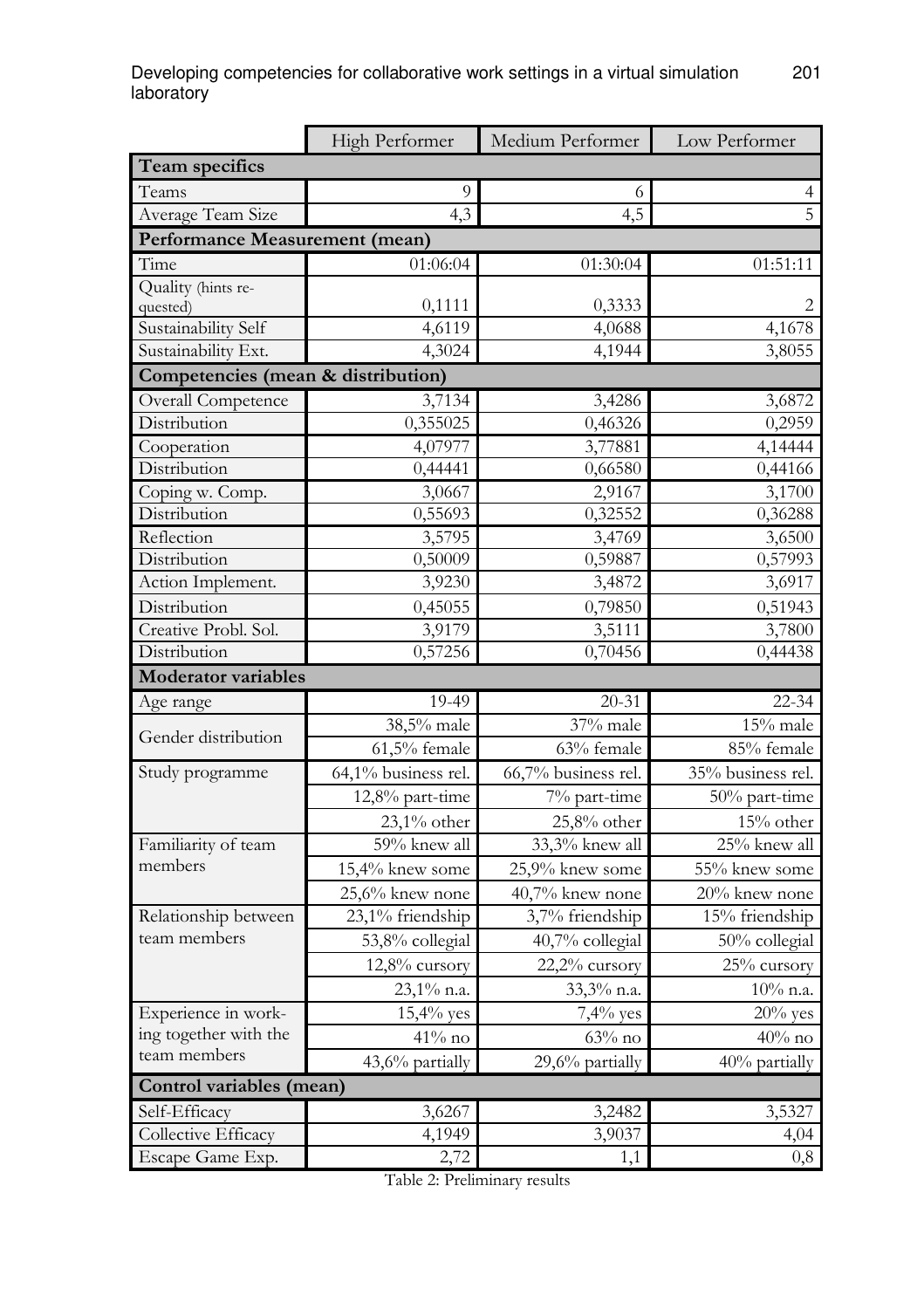| | High Performer | Medium Performer | Low Performer |
|---|---|---|---|
| **Team specifics** | | | |
| Teams | 9 | 6 | 4 |
| Average Team Size | 4,3 | 4,5 | 5 |
| **Performance Measurement (mean)** | | | |
| Time | 01:06:04 | 01:30:04 | 01:51:11 |
| Quality (hints requested) | 0,1111 | 0,3333 | 2 |
| Sustainability Self | 4,6119 | 4,0688 | 4,1678 |
| Sustainability Ext. | 4,3024 | 4,1944 | 3,8055 |
| **Competencies (mean & distribution)** | | | |
| Overall Competence | 3,7134 | 3,4286 | 3,6872 |
| Distribution | 0,355025 | 0,46326 | 0,2959 |
| Cooperation | 4,07977 | 3,77881 | 4,14444 |
| Distribution | 0,44441 | 0,66580 | 0,44166 |
| Coping w. Comp. | 3,0667 | 2,9167 | 3,1700 |
| Distribution | 0,55693 | 0,32552 | 0,36288 |
| Reflection | 3,5795 | 3,4769 | 3,6500 |
| Distribution | 0,50009 | 0,59887 | 0,57993 |
| Action Implement. | 3,9230 | 3,4872 | 3,6917 |
| Distribution | 0,45055 | 0,79850 | 0,51943 |
| Creative Probl. Sol. | 3,9179 | 3,5111 | 3,7800 |
| Distribution | 0,57256 | 0,70456 | 0,44438 |
| **Moderator variables** | | | |
| Age range | 19-49 | 20-31 | 22-34 |
| Gender distribution | 38,5% male | 37% male | 15% male |
| | 61,5% female | 63% female | 85% female |
| Study programme | 64,1% business rel. | 66,7% business rel. | 35% business rel. |
| | 12,8% part-time | 7% part-time | 50% part-time |
| | 23,1% other | 25,8% other | 15% other |
| Familiarity of team members | 59% knew all | 33,3% knew all | 25% knew all |
| | 15,4% knew some | 25,9% knew some | 55% knew some |
| | 25,6% knew none | 40,7% knew none | 20% knew none |
| Relationship between team members | 23,1% friendship | 3,7% friendship | 15% friendship |
| | 53,8% collegial | 40,7% collegial | 50% collegial |
| | 12,8% cursory | 22,2% cursory | 25% cursory |
| | 23,1% n.a. | 33,3% n.a. | 10% n.a. |
| Experience in working together with the team members | 15,4% yes | 7,4% yes | 20% yes |
| | 41% no | 63% no | 40% no |
| | 43,6% partially | 29,6% partially | 40% partially |
| **Control variables (mean)** | | | |
| Self-Efficacy | 3,6267 | 3,2482 | 3,5327 |
| Collective Efficacy | 4,1949 | 3,9037 | 4,04 |
| Escape Game Exp. | 2,72 | 1,1 | 0,8 |

Table 2: Preliminary results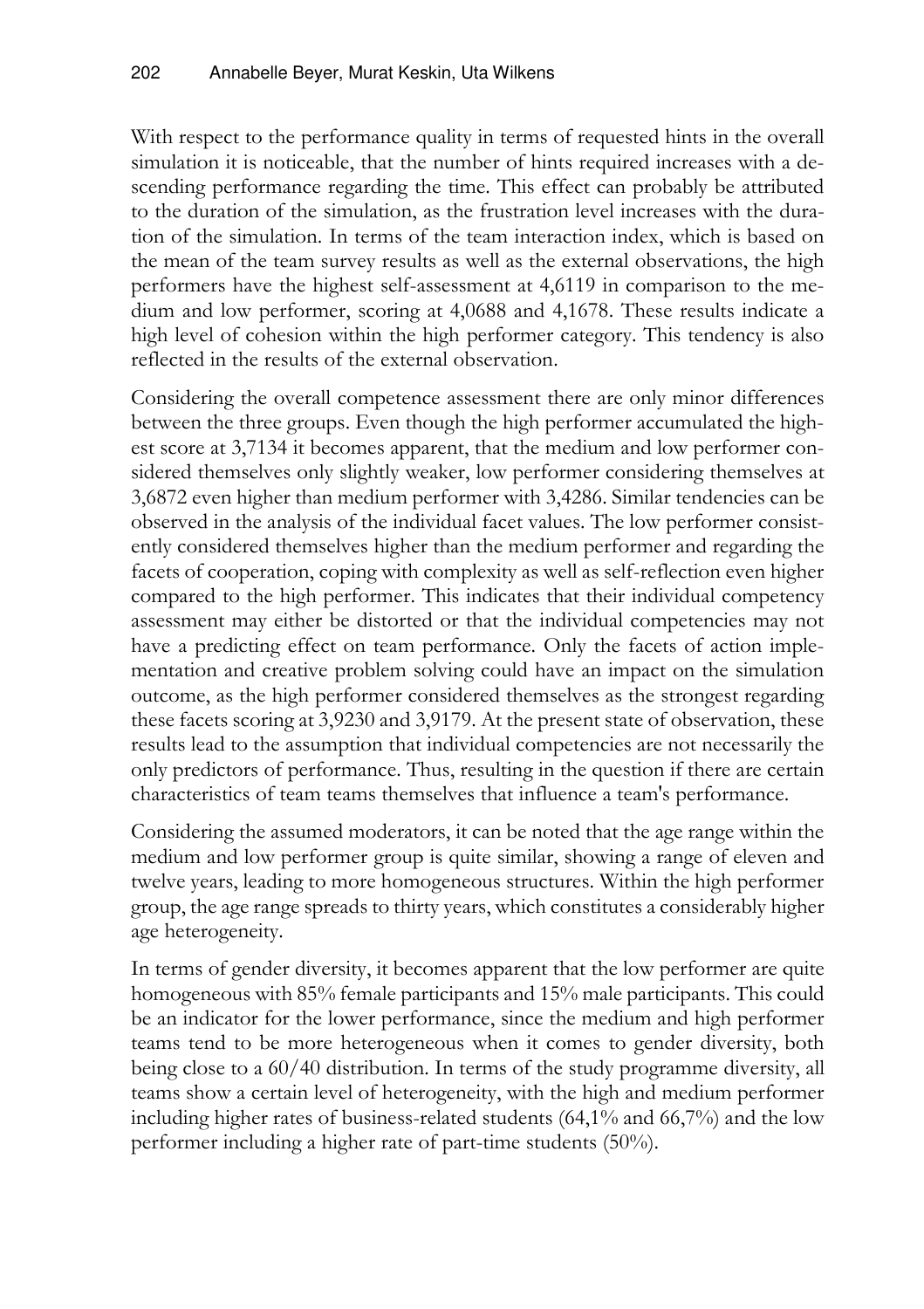With respect to the performance quality in terms of requested hints in the overall simulation it is noticeable, that the number of hints required increases with a descending performance regarding the time. This effect can probably be attributed to the duration of the simulation, as the frustration level increases with the duration of the simulation. In terms of the team interaction index, which is based on the mean of the team survey results as well as the external observations, the high performers have the highest self-assessment at 4,6119 in comparison to the medium and low performer, scoring at 4,0688 and 4,1678. These results indicate a high level of cohesion within the high performer category. This tendency is also reflected in the results of the external observation.

Considering the overall competence assessment there are only minor differences between the three groups. Even though the high performer accumulated the highest score at 3,7134 it becomes apparent, that the medium and low performer considered themselves only slightly weaker, low performer considering themselves at 3,6872 even higher than medium performer with 3,4286. Similar tendencies can be observed in the analysis of the individual facet values. The low performer consistently considered themselves higher than the medium performer and regarding the facets of cooperation, coping with complexity as well as self-reflection even higher compared to the high performer. This indicates that their individual competency assessment may either be distorted or that the individual competencies may not have a predicting effect on team performance. Only the facets of action implementation and creative problem solving could have an impact on the simulation outcome, as the high performer considered themselves as the strongest regarding these facets scoring at 3,9230 and 3,9179. At the present state of observation, these results lead to the assumption that individual competencies are not necessarily the only predictors of performance. Thus, resulting in the question if there are certain characteristics of team teams themselves that influence a team's performance.

Considering the assumed moderators, it can be noted that the age range within the medium and low performer group is quite similar, showing a range of eleven and twelve years, leading to more homogeneous structures. Within the high performer group, the age range spreads to thirty years, which constitutes a considerably higher age heterogeneity.

In terms of gender diversity, it becomes apparent that the low performer are quite homogeneous with 85% female participants and 15% male participants. This could be an indicator for the lower performance, since the medium and high performer teams tend to be more heterogeneous when it comes to gender diversity, both being close to a 60/40 distribution. In terms of the study programme diversity, all teams show a certain level of heterogeneity, with the high and medium performer including higher rates of business-related students (64,1% and 66,7%) and the low performer including a higher rate of part-time students (50%).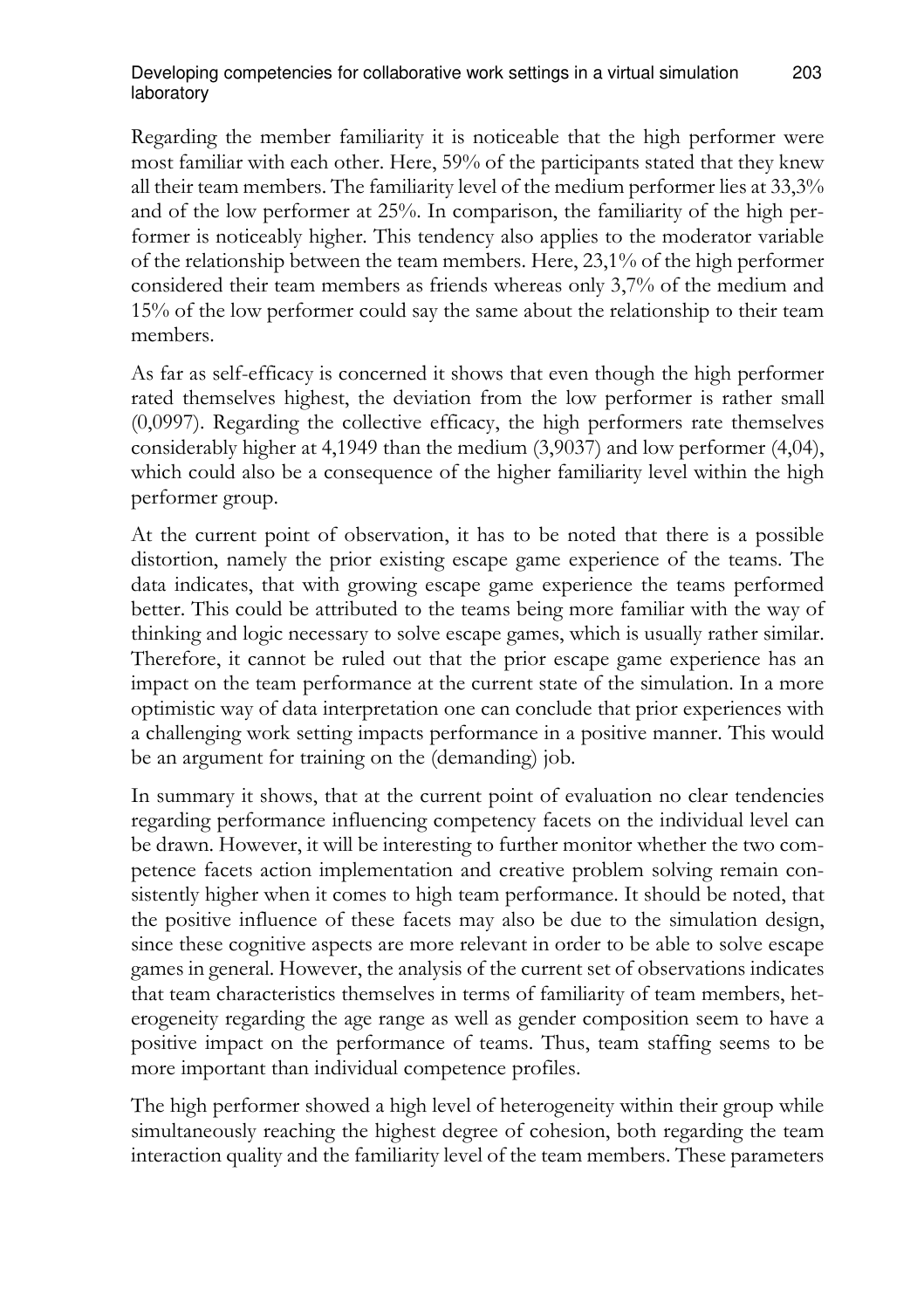Regarding the member familiarity it is noticeable that the high performer were most familiar with each other. Here, 59% of the participants stated that they knew all their team members. The familiarity level of the medium performer lies at 33,3% and of the low performer at 25%. In comparison, the familiarity of the high performer is noticeably higher. This tendency also applies to the moderator variable of the relationship between the team members. Here, 23,1% of the high performer considered their team members as friends whereas only 3,7% of the medium and 15% of the low performer could say the same about the relationship to their team members.

As far as self-efficacy is concerned it shows that even though the high performer rated themselves highest, the deviation from the low performer is rather small (0,0997). Regarding the collective efficacy, the high performers rate themselves considerably higher at 4,1949 than the medium (3,9037) and low performer (4,04), which could also be a consequence of the higher familiarity level within the high performer group.

At the current point of observation, it has to be noted that there is a possible distortion, namely the prior existing escape game experience of the teams. The data indicates, that with growing escape game experience the teams performed better. This could be attributed to the teams being more familiar with the way of thinking and logic necessary to solve escape games, which is usually rather similar. Therefore, it cannot be ruled out that the prior escape game experience has an impact on the team performance at the current state of the simulation. In a more optimistic way of data interpretation one can conclude that prior experiences with a challenging work setting impacts performance in a positive manner. This would be an argument for training on the (demanding) job.

In summary it shows, that at the current point of evaluation no clear tendencies regarding performance influencing competency facets on the individual level can be drawn. However, it will be interesting to further monitor whether the two competence facets action implementation and creative problem solving remain consistently higher when it comes to high team performance. It should be noted, that the positive influence of these facets may also be due to the simulation design, since these cognitive aspects are more relevant in order to be able to solve escape games in general. However, the analysis of the current set of observations indicates that team characteristics themselves in terms of familiarity of team members, heterogeneity regarding the age range as well as gender composition seem to have a positive impact on the performance of teams. Thus, team staffing seems to be more important than individual competence profiles.

The high performer showed a high level of heterogeneity within their group while simultaneously reaching the highest degree of cohesion, both regarding the team interaction quality and the familiarity level of the team members. These parameters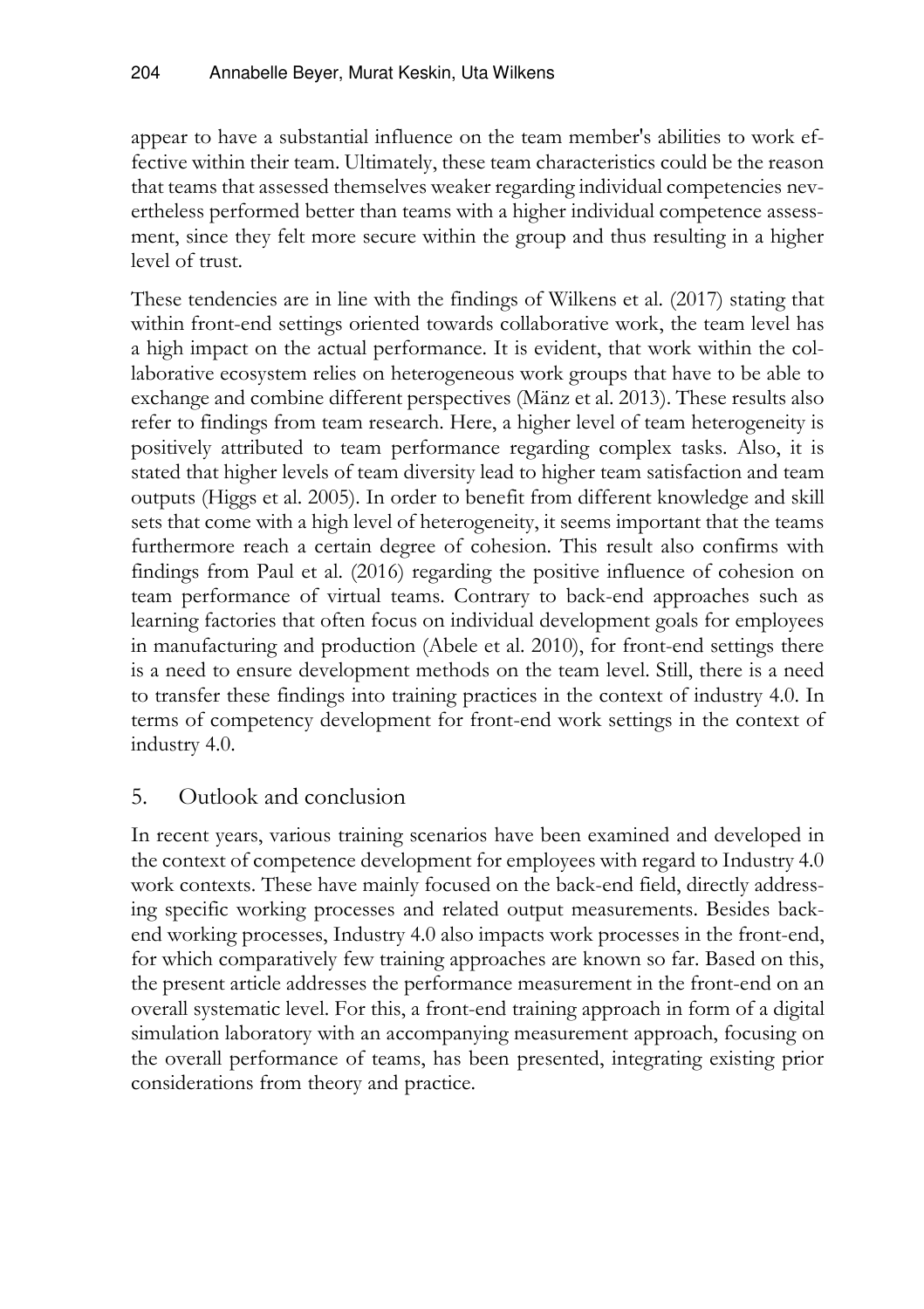appear to have a substantial influence on the team member's abilities to work effective within their team. Ultimately, these team characteristics could be the reason that teams that assessed themselves weaker regarding individual competencies nevertheless performed better than teams with a higher individual competence assessment, since they felt more secure within the group and thus resulting in a higher level of trust.

These tendencies are in line with the findings of Wilkens et al. (2017) stating that within front-end settings oriented towards collaborative work, the team level has a high impact on the actual performance. It is evident, that work within the collaborative ecosystem relies on heterogeneous work groups that have to be able to exchange and combine different perspectives (Mänz et al. 2013). These results also refer to findings from team research. Here, a higher level of team heterogeneity is positively attributed to team performance regarding complex tasks. Also, it is stated that higher levels of team diversity lead to higher team satisfaction and team outputs (Higgs et al. 2005). In order to benefit from different knowledge and skill sets that come with a high level of heterogeneity, it seems important that the teams furthermore reach a certain degree of cohesion. This result also confirms with findings from Paul et al. (2016) regarding the positive influence of cohesion on team performance of virtual teams. Contrary to back-end approaches such as learning factories that often focus on individual development goals for employees in manufacturing and production (Abele et al. 2010), for front-end settings there is a need to ensure development methods on the team level. Still, there is a need to transfer these findings into training practices in the context of industry 4.0. In terms of competency development for front-end work settings in the context of industry 4.0.

## 5. Outlook and conclusion

In recent years, various training scenarios have been examined and developed in the context of competence development for employees with regard to Industry 4.0 work contexts. These have mainly focused on the back-end field, directly addressing specific working processes and related output measurements. Besides back-end working processes, Industry 4.0 also impacts work processes in the front-end, for which comparatively few training approaches are known so far. Based on this, the present article addresses the performance measurement in the front-end on an overall systematic level. For this, a front-end training approach in form of a digital simulation laboratory with an accompanying measurement approach, focusing on the overall performance of teams, has been presented, integrating existing prior considerations from theory and practice.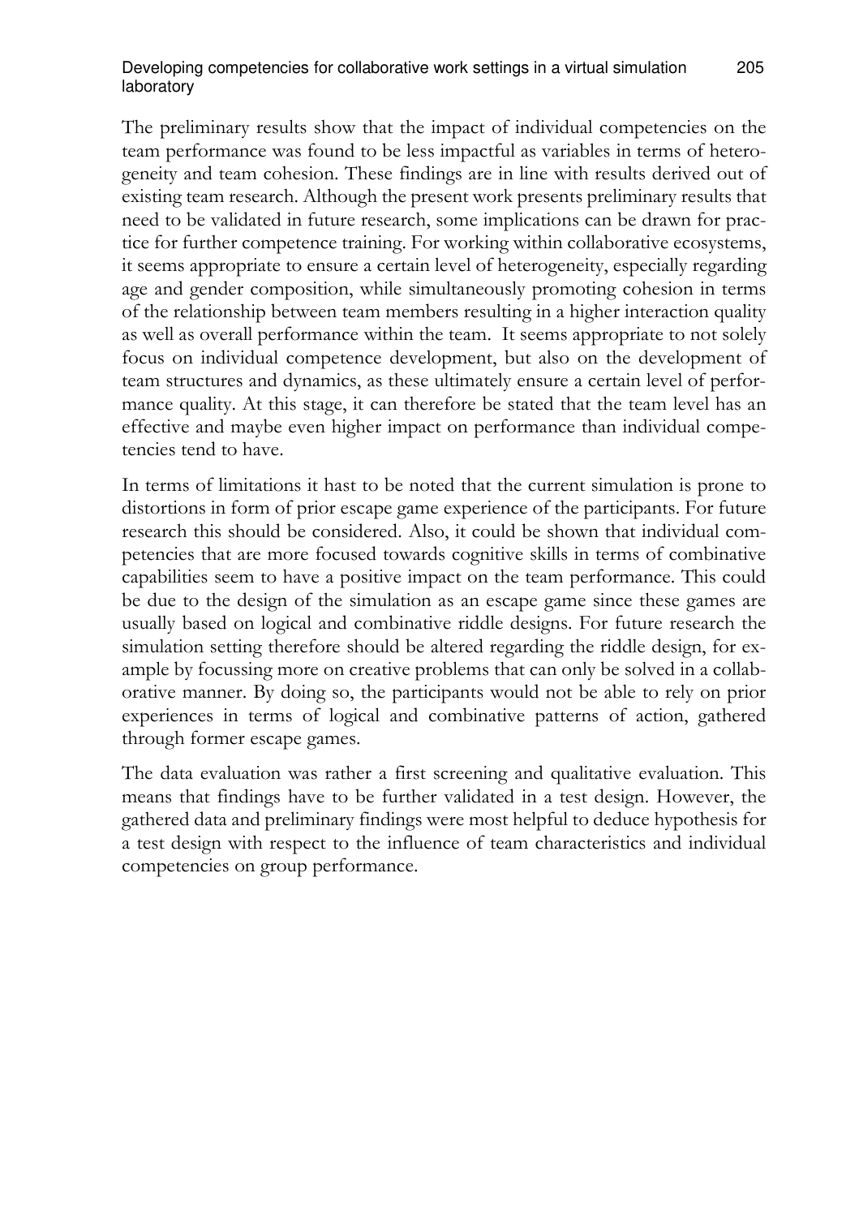The preliminary results show that the impact of individual competencies on the team performance was found to be less impactful as variables in terms of heterogeneity and team cohesion. These findings are in line with results derived out of existing team research. Although the present work presents preliminary results that need to be validated in future research, some implications can be drawn for practice for further competence training. For working within collaborative ecosystems, it seems appropriate to ensure a certain level of heterogeneity, especially regarding age and gender composition, while simultaneously promoting cohesion in terms of the relationship between team members resulting in a higher interaction quality as well as overall performance within the team. It seems appropriate to not solely focus on individual competence development, but also on the development of team structures and dynamics, as these ultimately ensure a certain level of performance quality. At this stage, it can therefore be stated that the team level has an effective and maybe even higher impact on performance than individual competencies tend to have.

In terms of limitations it hast to be noted that the current simulation is prone to distortions in form of prior escape game experience of the participants. For future research this should be considered. Also, it could be shown that individual competencies that are more focused towards cognitive skills in terms of combinative capabilities seem to have a positive impact on the team performance. This could be due to the design of the simulation as an escape game since these games are usually based on logical and combinative riddle designs. For future research the simulation setting therefore should be altered regarding the riddle design, for example by focussing more on creative problems that can only be solved in a collaborative manner. By doing so, the participants would not be able to rely on prior experiences in terms of logical and combinative patterns of action, gathered through former escape games.

The data evaluation was rather a first screening and qualitative evaluation. This means that findings have to be further validated in a test design. However, the gathered data and preliminary findings were most helpful to deduce hypothesis for a test design with respect to the influence of team characteristics and individual competencies on group performance.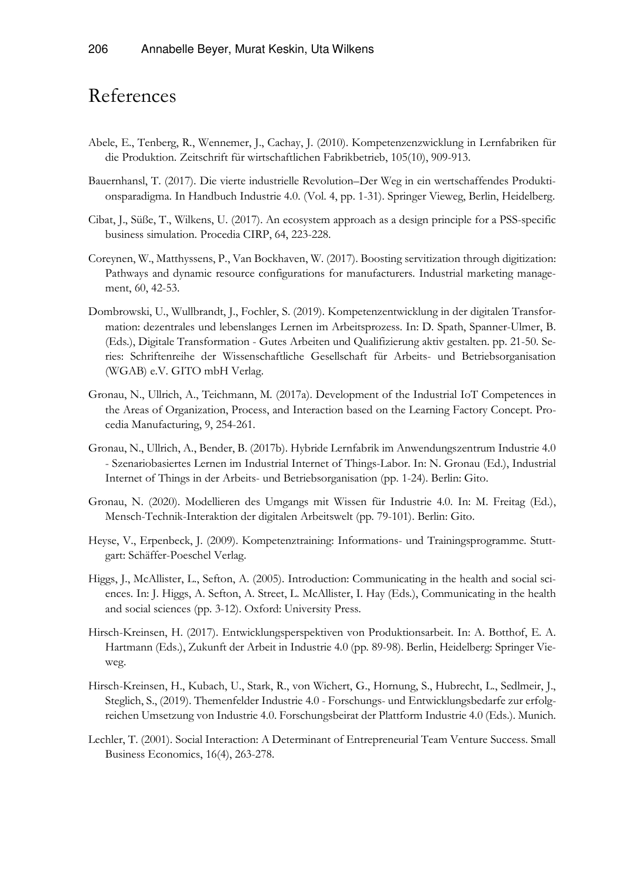# References

Abele, E., Tenberg, R., Wennemer, J., Cachay, J. (2010). Kompetenzenzwicklung in Lernfabriken für die Produktion. Zeitschrift für wirtschaftlichen Fabrikbetrieb, 105(10), 909-913.

Bauernhansl, T. (2017). Die vierte industrielle Revolution–Der Weg in ein wertschaffendes Produktionsparadigma. In Handbuch Industrie 4.0. (Vol. 4, pp. 1-31). Springer Vieweg, Berlin, Heidelberg.

Cibat, J., Süße, T., Wilkens, U. (2017). An ecosystem approach as a design principle for a PSS-specific business simulation. Procedia CIRP, 64, 223-228.

Coreynen, W., Matthyssens, P., Van Bockhaven, W. (2017). Boosting servitization through digitization: Pathways and dynamic resource configurations for manufacturers. Industrial marketing management, 60, 42-53.

Dombrowski, U., Wullbrandt, J., Fochler, S. (2019). Kompetenzentwicklung in der digitalen Transformation: dezentrales und lebenslanges Lernen im Arbeitsprozess. In: D. Spath, Spanner-Ulmer, B. (Eds.), Digitale Transformation - Gutes Arbeiten und Qualifizierung aktiv gestalten. pp. 21-50. Series: Schriftenreihe der Wissenschaftliche Gesellschaft für Arbeits- und Betriebsorganisation (WGAB) e.V. GITO mbH Verlag.

Gronau, N., Ullrich, A., Teichmann, M. (2017a). Development of the Industrial IoT Competences in the Areas of Organization, Process, and Interaction based on the Learning Factory Concept. Procedia Manufacturing, 9, 254-261.

Gronau, N., Ullrich, A., Bender, B. (2017b). Hybride Lernfabrik im Anwendungszentrum Industrie 4.0 - Szenariobasiertes Lernen im Industrial Internet of Things-Labor. In: N. Gronau (Ed.), Industrial Internet of Things in der Arbeits- und Betriebsorganisation (pp. 1-24). Berlin: Gito.

Gronau, N. (2020). Modellieren des Umgangs mit Wissen für Industrie 4.0. In: M. Freitag (Ed.), Mensch-Technik-Interaktion der digitalen Arbeitswelt (pp. 79-101). Berlin: Gito.

Heyse, V., Erpenbeck, J. (2009). Kompetenztraining: Informations- und Trainingsprogramme. Stuttgart: Schäffer-Poeschel Verlag.

Higgs, J., McAllister, L., Sefton, A. (2005). Introduction: Communicating in the health and social sciences. In: J. Higgs, A. Sefton, A. Street, L. McAllister, I. Hay (Eds.), Communicating in the health and social sciences (pp. 3-12). Oxford: University Press.

Hirsch-Kreinsen, H. (2017). Entwicklungsperspektiven von Produktionsarbeit. In: A. Botthof, E. A. Hartmann (Eds.), Zukunft der Arbeit in Industrie 4.0 (pp. 89-98). Berlin, Heidelberg: Springer Vieweg.

Hirsch-Kreinsen, H., Kubach, U., Stark, R., von Wichert, G., Hornung, S., Hubrecht, L., Sedlmeir, J., Steglich, S., (2019). Themenfelder Industrie 4.0 - Forschungs- und Entwicklungsbedarfe zur erfolgreichen Umsetzung von Industrie 4.0. Forschungsbeirat der Plattform Industrie 4.0 (Eds.). Munich.

Lechler, T. (2001). Social Interaction: A Determinant of Entrepreneurial Team Venture Success. Small Business Economics, 16(4), 263-278.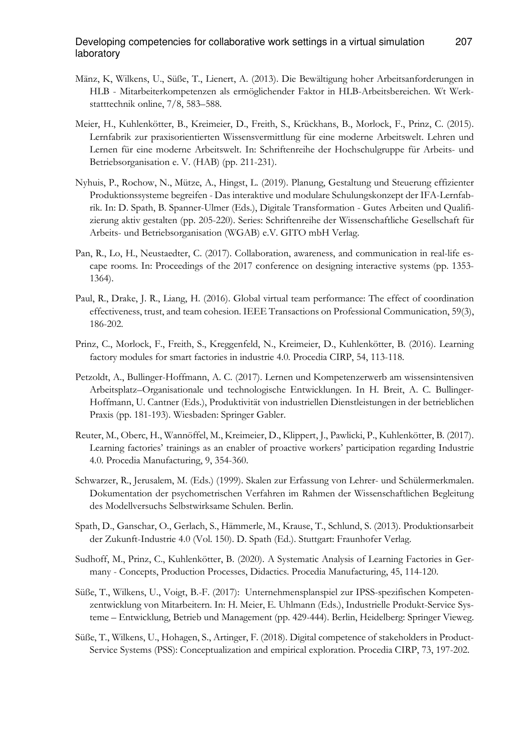Mänz, K, Wilkens, U., Süße, T., Lienert, A. (2013). Die Bewältigung hoher Arbeitsanforderungen in HLB - Mitarbeiterkompetenzen als ermöglichender Faktor in HLB-Arbeitsbereichen. Wt Werkstatttechnik online, 7/8, 583–588.

Meier, H., Kuhlenkötter, B., Kreimeier, D., Freith, S., Krückhans, B., Morlock, F., Prinz, C. (2015). Lernfabrik zur praxisorientierten Wissensvermittlung für eine moderne Arbeitswelt. Lehren und Lernen für eine moderne Arbeitswelt. In: Schriftenreihe der Hochschulgruppe für Arbeits- und Betriebsorganisation e. V. (HAB) (pp. 211-231).

Nyhuis, P., Rochow, N., Mütze, A., Hingst, L. (2019). Planung, Gestaltung und Steuerung effizienter Produktionssysteme begreifen - Das interaktive und modulare Schulungskonzept der IFA-Lernfabrik. In: D. Spath, B. Spanner-Ulmer (Eds.), Digitale Transformation - Gutes Arbeiten und Qualifizierung aktiv gestalten (pp. 205-220). Series: Schriftenreihe der Wissenschaftliche Gesellschaft für Arbeits- und Betriebsorganisation (WGAB) e.V. GITO mbH Verlag.

Pan, R., Lo, H., Neustaedter, C. (2017). Collaboration, awareness, and communication in real-life escape rooms. In: Proceedings of the 2017 conference on designing interactive systems (pp. 1353-1364).

Paul, R., Drake, J. R., Liang, H. (2016). Global virtual team performance: The effect of coordination effectiveness, trust, and team cohesion. IEEE Transactions on Professional Communication, 59(3), 186-202.

Prinz, C., Morlock, F., Freith, S., Kreggenfeld, N., Kreimeier, D., Kuhlenkötter, B. (2016). Learning factory modules for smart factories in industrie 4.0. Procedia CIRP, 54, 113-118.

Petzoldt, A., Bullinger-Hoffmann, A. C. (2017). Lernen und Kompetenzerwerb am wissensintensiven Arbeitsplatz–Organisationale und technologische Entwicklungen. In H. Breit, A. C. Bullinger-Hoffmann, U. Cantner (Eds.), Produktivität von industriellen Dienstleistungen in der betrieblichen Praxis (pp. 181-193). Wiesbaden: Springer Gabler.

Reuter, M., Oberc, H., Wannöffel, M., Kreimeier, D., Klippert, J., Pawlicki, P., Kuhlenkötter, B. (2017). Learning factories' trainings as an enabler of proactive workers' participation regarding Industrie 4.0. Procedia Manufacturing, 9, 354-360.

Schwarzer, R., Jerusalem, M. (Eds.) (1999). Skalen zur Erfassung von Lehrer- und Schülermerkmalen. Dokumentation der psychometrischen Verfahren im Rahmen der Wissenschaftlichen Begleitung des Modellversuchs Selbstwirksame Schulen. Berlin.

Spath, D., Ganschar, O., Gerlach, S., Hämmerle, M., Krause, T., Schlund, S. (2013). Produktionsarbeit der Zukunft-Industrie 4.0 (Vol. 150). D. Spath (Ed.). Stuttgart: Fraunhofer Verlag.

Sudhoff, M., Prinz, C., Kuhlenkötter, B. (2020). A Systematic Analysis of Learning Factories in Germany - Concepts, Production Processes, Didactics. Procedia Manufacturing, 45, 114-120.

Süße, T., Wilkens, U., Voigt, B.-F. (2017): Unternehmensplanspiel zur IPSS-spezifischen Kompetenzentwicklung von Mitarbeitern. In: H. Meier, E. Uhlmann (Eds.), Industrielle Produkt-Service Systeme – Entwicklung, Betrieb und Management (pp. 429-444). Berlin, Heidelberg: Springer Vieweg.

Süße, T., Wilkens, U., Hohagen, S., Artinger, F. (2018). Digital competence of stakeholders in Product-Service Systems (PSS): Conceptualization and empirical exploration. Procedia CIRP, 73, 197-202.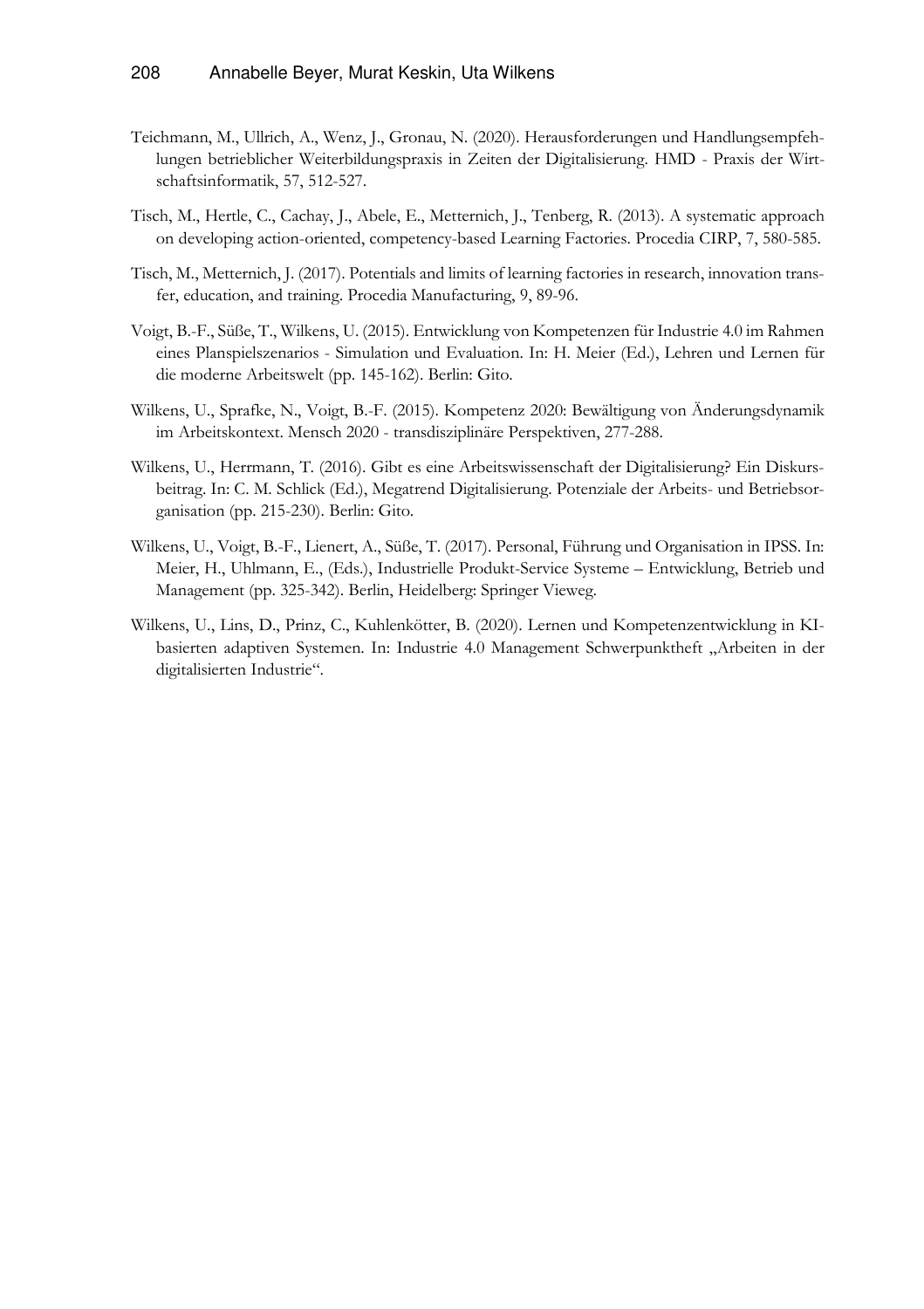Teichmann, M., Ullrich, A., Wenz, J., Gronau, N. (2020). Herausforderungen und Handlungsempfehlungen betrieblicher Weiterbildungspraxis in Zeiten der Digitalisierung. HMD - Praxis der Wirtschaftsinformatik, 57, 512-527.

Tisch, M., Hertle, C., Cachay, J., Abele, E., Metternich, J., Tenberg, R. (2013). A systematic approach on developing action-oriented, competency-based Learning Factories. Procedia CIRP, 7, 580-585.

Tisch, M., Metternich, J. (2017). Potentials and limits of learning factories in research, innovation transfer, education, and training. Procedia Manufacturing, 9, 89-96.

Voigt, B.-F., Süße, T., Wilkens, U. (2015). Entwicklung von Kompetenzen für Industrie 4.0 im Rahmen eines Planspielszenarios - Simulation und Evaluation. In: H. Meier (Ed.), Lehren und Lernen für die moderne Arbeitswelt (pp. 145-162). Berlin: Gito.

Wilkens, U., Sprafke, N., Voigt, B.-F. (2015). Kompetenz 2020: Bewältigung von Änderungsdynamik im Arbeitskontext. Mensch 2020 - transdisziplinäre Perspektiven, 277-288.

Wilkens, U., Herrmann, T. (2016). Gibt es eine Arbeitswissenschaft der Digitalisierung? Ein Diskursbeitrag. In: C. M. Schlick (Ed.), Megatrend Digitalisierung. Potenziale der Arbeits- und Betriebsorganisation (pp. 215-230). Berlin: Gito.

Wilkens, U., Voigt, B.-F., Lienert, A., Süße, T. (2017). Personal, Führung und Organisation in IPSS. In: Meier, H., Uhlmann, E., (Eds.), Industrielle Produkt-Service Systeme – Entwicklung, Betrieb und Management (pp. 325-342). Berlin, Heidelberg: Springer Vieweg.

Wilkens, U., Lins, D., Prinz, C., Kuhlenkötter, B. (2020). Lernen und Kompetenzentwicklung in KI-basierten adaptiven Systemen. In: Industrie 4.0 Management Schwerpunktheft „Arbeiten in der digitalisierten Industrie".